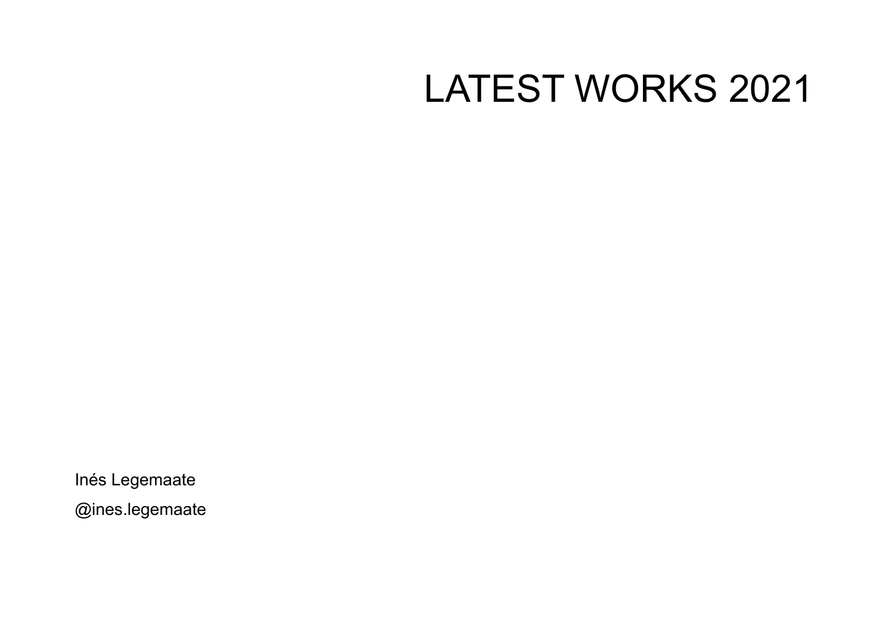# LATEST WORKS 2021

Inés Legemaate

@ines.legemaate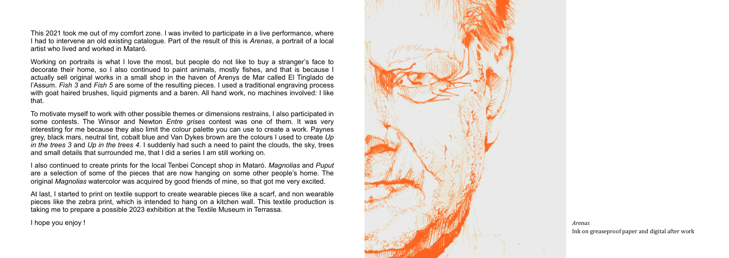This 2021 took me out of my comfort zone. I was invited to participate in a live performance, where I had to intervene an old existing catalogue. Part of the result of this is *Arenas*, a portrait of a local artist who lived and worked in Mataró.

Working on portraits is what I love the most, but people do not like to buy a stranger's face to decorate their home, so I also continued to paint animals, mostly fishes, and that is because I actually sell original works in a small shop in the haven of Arenys de Mar called El Tinglado de l'Assum. *Fish 3* and *Fish 5* are some of the resulting pieces. I used a traditional engraving process with goat haired brushes, liquid pigments and a baren. All hand work, no machines involved: I like that.

To motivate myself to work with other possible themes or dimensions restrains, I also participated in some contests. The Winsor and Newton *Entre grises* contest was one of them. It was very interesting for me because they also limit the colour palette you can use to create a work. Paynes grey, black mars, neutral tint, cobalt blue and Van Dykes brown are the colours I used to create *Up in the trees 3* and *Up in the trees 4*. I suddenly had such a need to paint the clouds, the sky, trees and small details that surrounded me, that I did a series I am still working on.

I also continued to create prints for the local Tenbei Concept shop in Mataró. *Magnolias* and *Puput* are a selection of some of the pieces that are now hanging on some other people's home. The original *Magnolias* watercolor was acquired by good friends of mine, so that got me very excited.

At last, I started to print on textile support to create wearable pieces like a scarf, and non wearable pieces like the zebra print, which is intended to hang on a kitchen wall. This textile production is taking me to prepare a possible 2023 exhibition at the Textile Museum in Terrassa.

I hope you enjoy !

*Arenas*
Ink on greaseproof paper and digital after work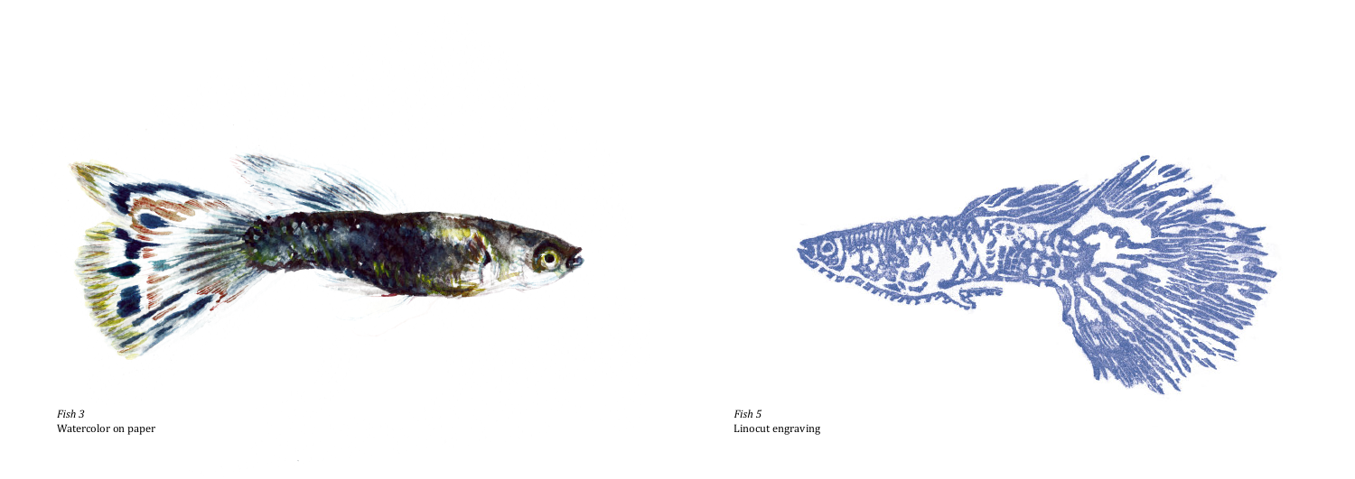*Fish 3*
Watercolor on paper

*Fish 5*
Linocut engraving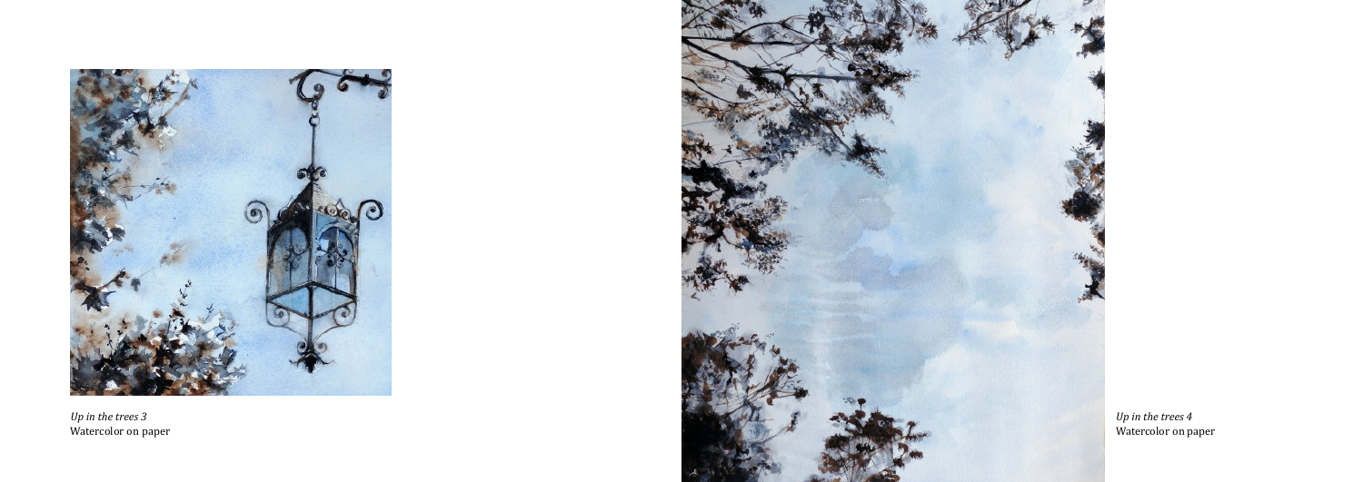*Up in the trees 3*
Watercolor on paper

*Up in the trees 4*
Watercolor on paper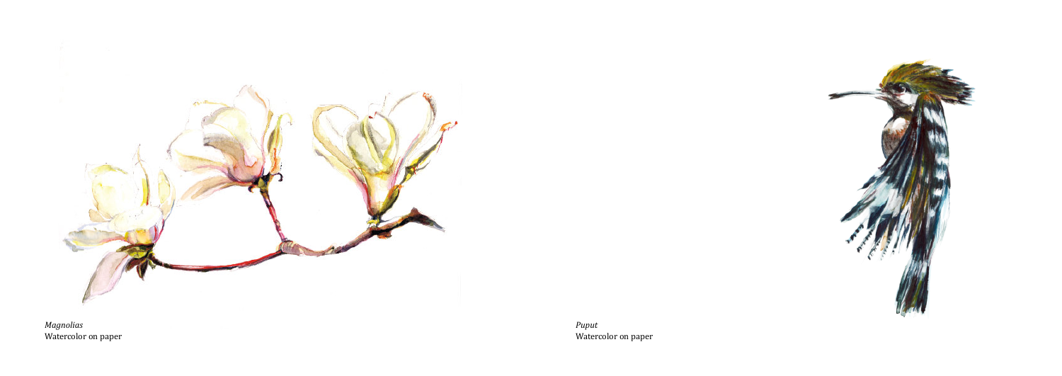*Magnolias*
Watercolor on paper

*Puput*
Watercolor on paper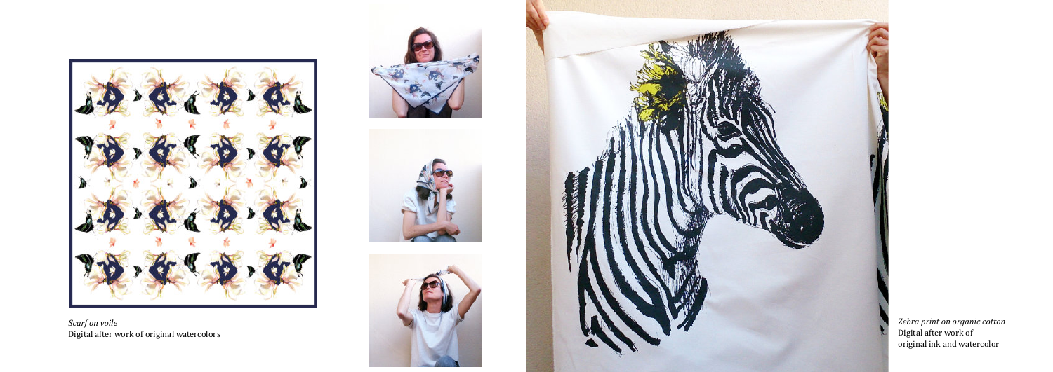*Scarf on voile*
Digital after work of original watercolors

*Zebra print on organic cotton*
Digital after work of
original ink and watercolor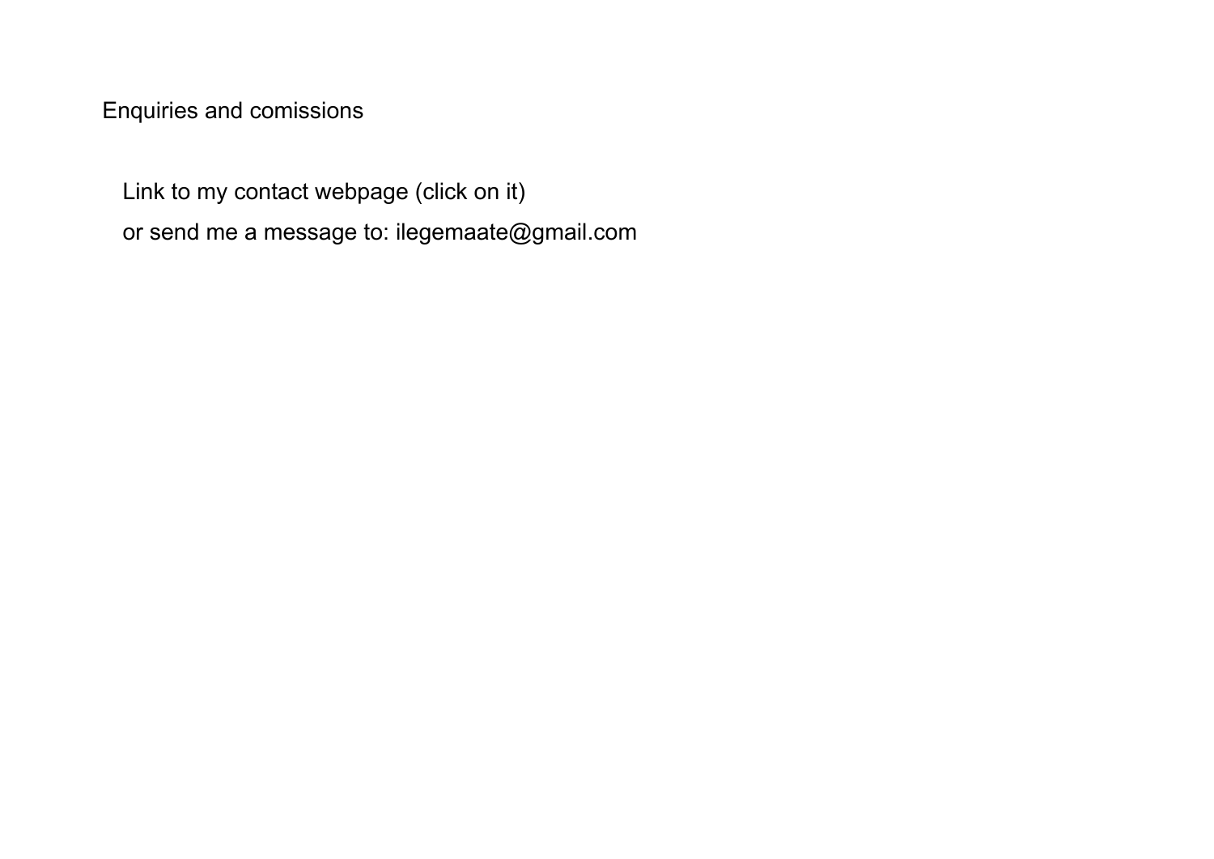Enquiries and comissions

Link to my contact webpage (click on it)

or send me a message to: ilegemaate@gmail.com